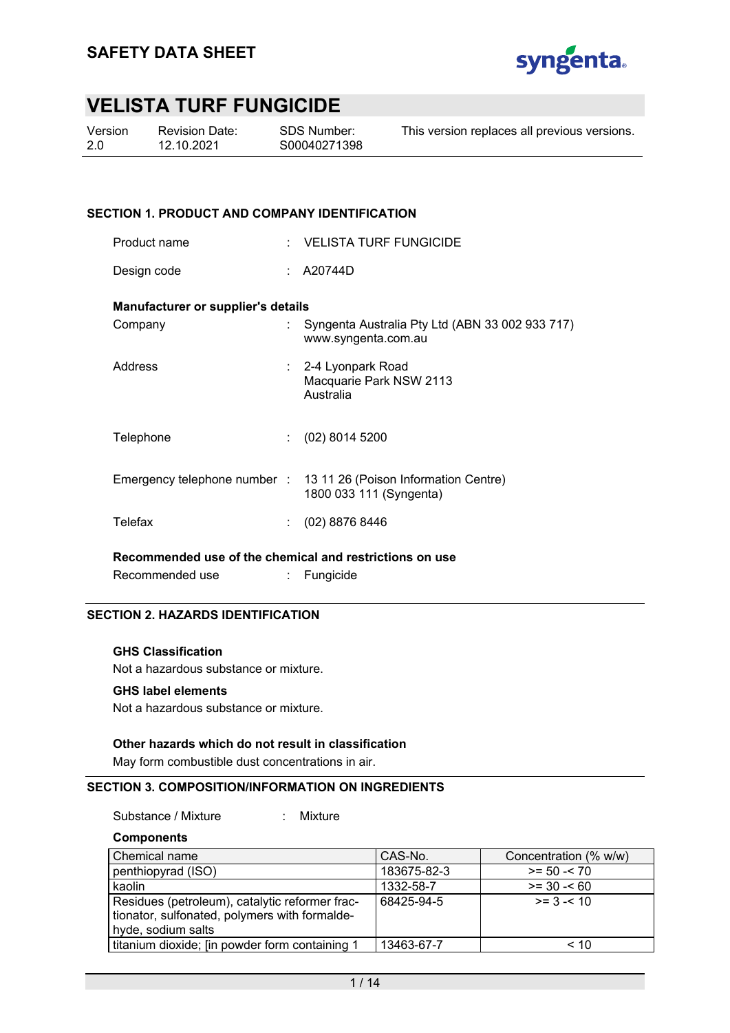# SAFETY DATA SHEET

# VELISTA TURF FUNGICIDE

| Version | Revision Date: | SDS Number: | This version replaces all previous versions. |
|---|---|---|---|
| 2.0 | 12.10.2021 | S00040271398 | |

## SECTION 1. PRODUCT AND COMPANY IDENTIFICATION

Product name : VELISTA TURF FUNGICIDE

Design code : A20744D

**Manufacturer or supplier's details**

Company : Syngenta Australia Pty Ltd (ABN 33 002 933 717)
www.syngenta.com.au

Address : 2-4 Lyonpark Road
Macquarie Park NSW 2113
Australia

Telephone : (02) 8014 5200

Emergency telephone number : 13 11 26 (Poison Information Centre)
1800 033 111 (Syngenta)

Telefax : (02) 8876 8446

**Recommended use of the chemical and restrictions on use**

Recommended use : Fungicide

## SECTION 2. HAZARDS IDENTIFICATION

**GHS Classification**

Not a hazardous substance or mixture.

**GHS label elements**

Not a hazardous substance or mixture.

**Other hazards which do not result in classification**

May form combustible dust concentrations in air.

## SECTION 3. COMPOSITION/INFORMATION ON INGREDIENTS

Substance / Mixture : Mixture

**Components**

| Chemical name | CAS-No. | Concentration (% w/w) |
|---|---|---|
| penthiopyrad (ISO) | 183675-82-3 | >= 50 -< 70 |
| kaolin | 1332-58-7 | >= 30 -< 60 |
| Residues (petroleum), catalytic reformer fractionator, sulfonated, polymers with formaldehyde, sodium salts | 68425-94-5 | >= 3 -< 10 |
| titanium dioxide; [in powder form containing 1 | 13463-67-7 | < 10 |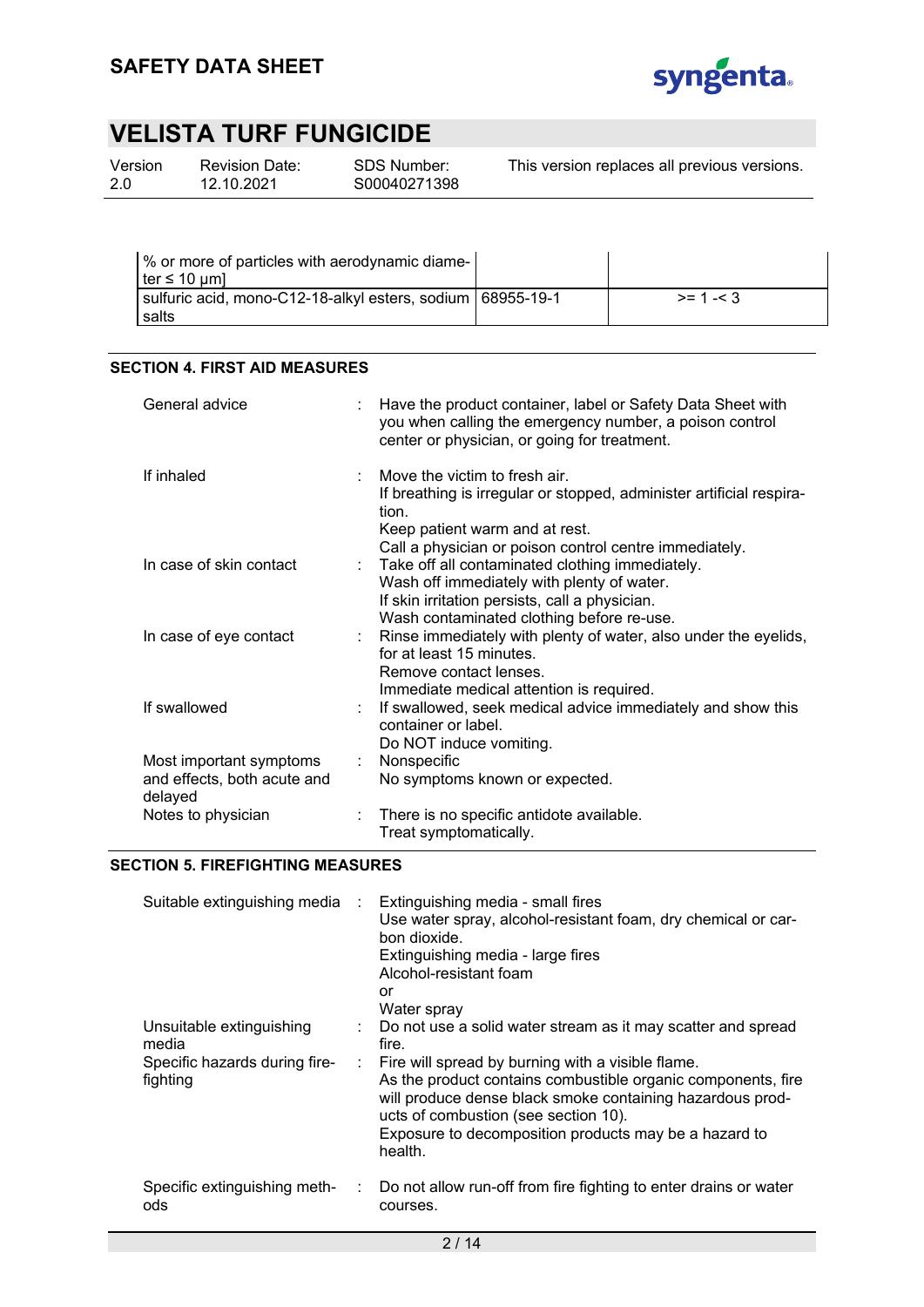| | | |
|---|---|---|
| % or more of particles with aerodynamic diameter ≤ 10 µm] | | |
| sulfuric acid, mono-C12-18-alkyl esters, sodium salts | 68955-19-1 | >= 1 -< 3 |

## SECTION 4. FIRST AID MEASURES

General advice : Have the product container, label or Safety Data Sheet with you when calling the emergency number, a poison control center or physician, or going for treatment.

If inhaled : Move the victim to fresh air.
If breathing is irregular or stopped, administer artificial respiration.
Keep patient warm and at rest.
Call a physician or poison control centre immediately.

In case of skin contact : Take off all contaminated clothing immediately.
Wash off immediately with plenty of water.
If skin irritation persists, call a physician.
Wash contaminated clothing before re-use.

In case of eye contact : Rinse immediately with plenty of water, also under the eyelids, for at least 15 minutes.
Remove contact lenses.
Immediate medical attention is required.

If swallowed : If swallowed, seek medical advice immediately and show this container or label.
Do NOT induce vomiting.

Most important symptoms and effects, both acute and delayed : Nonspecific
No symptoms known or expected.

Notes to physician : There is no specific antidote available.
Treat symptomatically.

## SECTION 5. FIREFIGHTING MEASURES

Suitable extinguishing media : Extinguishing media - small fires
Use water spray, alcohol-resistant foam, dry chemical or carbon dioxide.
Extinguishing media - large fires
Alcohol-resistant foam
or
Water spray

Unsuitable extinguishing media : Do not use a solid water stream as it may scatter and spread fire.

Specific hazards during firefighting : Fire will spread by burning with a visible flame.
As the product contains combustible organic components, fire will produce dense black smoke containing hazardous products of combustion (see section 10).
Exposure to decomposition products may be a hazard to health.

Specific extinguishing methods : Do not allow run-off from fire fighting to enter drains or water courses.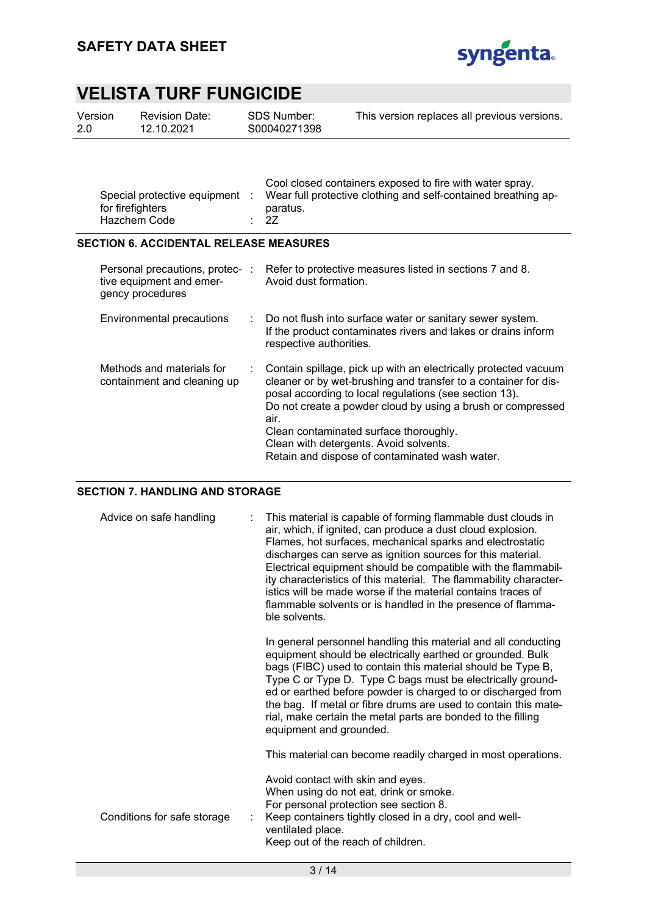| | | |
|---|---|---|
| | | Cool closed containers exposed to fire with water spray. |
| Special protective equipment for firefighters | : | Wear full protective clothing and self-contained breathing apparatus. |
| Hazchem Code | : | 2Z |

## SECTION 6. ACCIDENTAL RELEASE MEASURES

| | | |
|---|---|---|
| Personal precautions, protective equipment and emergency procedures | : | Refer to protective measures listed in sections 7 and 8.<br>Avoid dust formation. |
| Environmental precautions | : | Do not flush into surface water or sanitary sewer system.<br>If the product contaminates rivers and lakes or drains inform respective authorities. |
| Methods and materials for containment and cleaning up | : | Contain spillage, pick up with an electrically protected vacuum cleaner or by wet-brushing and transfer to a container for disposal according to local regulations (see section 13).<br>Do not create a powder cloud by using a brush or compressed air.<br>Clean contaminated surface thoroughly.<br>Clean with detergents. Avoid solvents.<br>Retain and dispose of contaminated wash water. |

## SECTION 7. HANDLING AND STORAGE

| | | |
|---|---|---|
| Advice on safe handling | : | This material is capable of forming flammable dust clouds in air, which, if ignited, can produce a dust cloud explosion. Flames, hot surfaces, mechanical sparks and electrostatic discharges can serve as ignition sources for this material. Electrical equipment should be compatible with the flammability characteristics of this material. The flammability characteristics will be made worse if the material contains traces of flammable solvents or is handled in the presence of flammable solvents.<br><br>In general personnel handling this material and all conducting equipment should be electrically earthed or grounded. Bulk bags (FIBC) used to contain this material should be Type B, Type C or Type D. Type C bags must be electrically grounded or earthed before powder is charged to or discharged from the bag. If metal or fibre drums are used to contain this material, make certain the metal parts are bonded to the filling equipment and grounded.<br><br>This material can become readily charged in most operations.<br><br>Avoid contact with skin and eyes.<br>When using do not eat, drink or smoke.<br>For personal protection see section 8. |
| Conditions for safe storage | : | Keep containers tightly closed in a dry, cool and well-ventilated place.<br>Keep out of the reach of children. |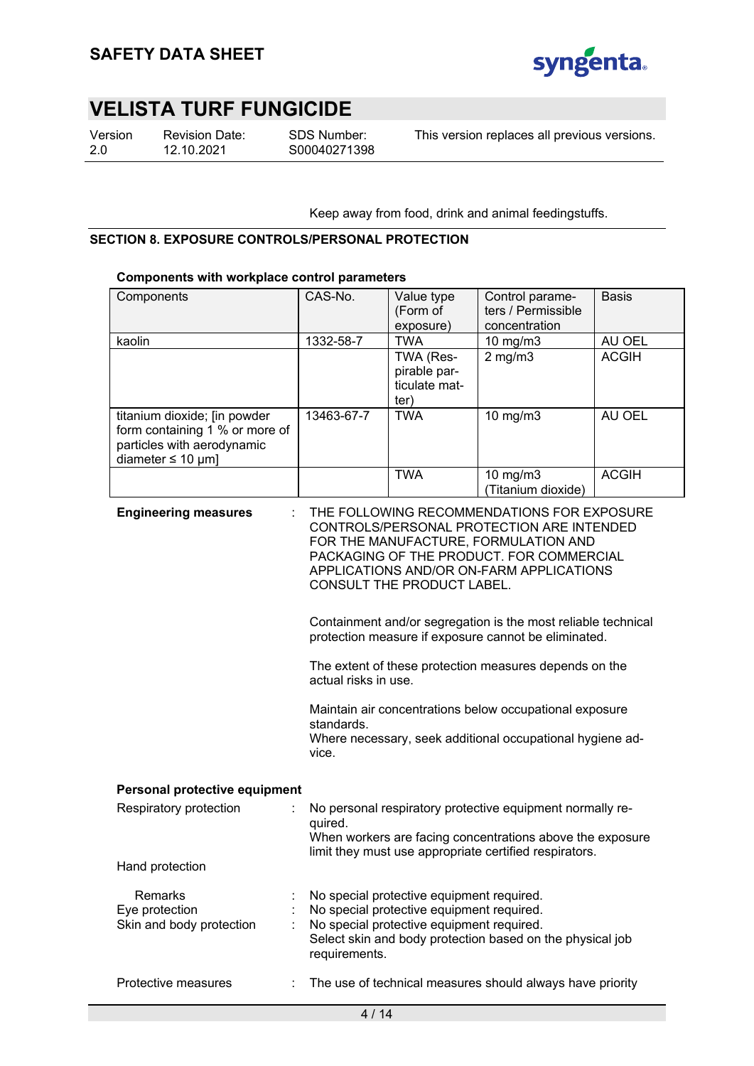Keep away from food, drink and animal feedingstuffs.

## SECTION 8. EXPOSURE CONTROLS/PERSONAL PROTECTION

**Components with workplace control parameters**

| Components | CAS-No. | Value type (Form of exposure) | Control parameters / Permissible concentration | Basis |
|---|---|---|---|---|
| kaolin | 1332-58-7 | TWA | 10 mg/m3 | AU OEL |
| | | TWA (Respirable particulate matter) | 2 mg/m3 | ACGIH |
| titanium dioxide; [in powder form containing 1 % or more of particles with aerodynamic diameter ≤ 10 μm] | 13463-67-7 | TWA | 10 mg/m3 | AU OEL |
| | | TWA | 10 mg/m3 (Titanium dioxide) | ACGIH |

**Engineering measures** : THE FOLLOWING RECOMMENDATIONS FOR EXPOSURE CONTROLS/PERSONAL PROTECTION ARE INTENDED FOR THE MANUFACTURE, FORMULATION AND PACKAGING OF THE PRODUCT. FOR COMMERCIAL APPLICATIONS AND/OR ON-FARM APPLICATIONS CONSULT THE PRODUCT LABEL.

Containment and/or segregation is the most reliable technical protection measure if exposure cannot be eliminated.

The extent of these protection measures depends on the actual risks in use.

Maintain air concentrations below occupational exposure standards.
Where necessary, seek additional occupational hygiene advice.

**Personal protective equipment**

Respiratory protection : No personal respiratory protective equipment normally required.
When workers are facing concentrations above the exposure limit they must use appropriate certified respirators.

Hand protection

Remarks : No special protective equipment required.

Eye protection : No special protective equipment required.

Skin and body protection : No special protective equipment required.
Select skin and body protection based on the physical job requirements.

Protective measures : The use of technical measures should always have priority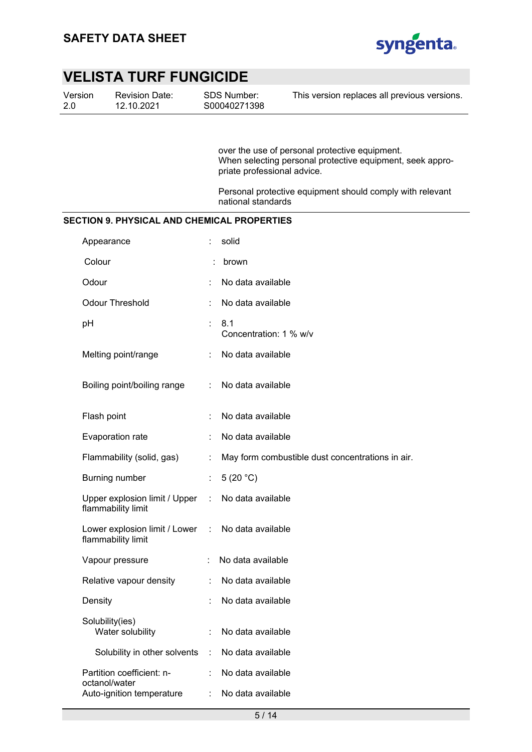over the use of personal protective equipment.
When selecting personal protective equipment, seek appropriate professional advice.

Personal protective equipment should comply with relevant national standards

## SECTION 9. PHYSICAL AND CHEMICAL PROPERTIES

| Property | Value |
|---|---|
| Appearance | solid |
| Colour | brown |
| Odour | No data available |
| Odour Threshold | No data available |
| pH | 8.1<br>Concentration: 1 % w/v |
| Melting point/range | No data available |
| Boiling point/boiling range | No data available |
| Flash point | No data available |
| Evaporation rate | No data available |
| Flammability (solid, gas) | May form combustible dust concentrations in air. |
| Burning number | 5 (20 °C) |
| Upper explosion limit / Upper flammability limit | No data available |
| Lower explosion limit / Lower flammability limit | No data available |
| Vapour pressure | No data available |
| Relative vapour density | No data available |
| Density | No data available |
| Solubility(ies)<br>Water solubility | No data available |
| Solubility in other solvents | No data available |
| Partition coefficient: n-octanol/water | No data available |
| Auto-ignition temperature | No data available |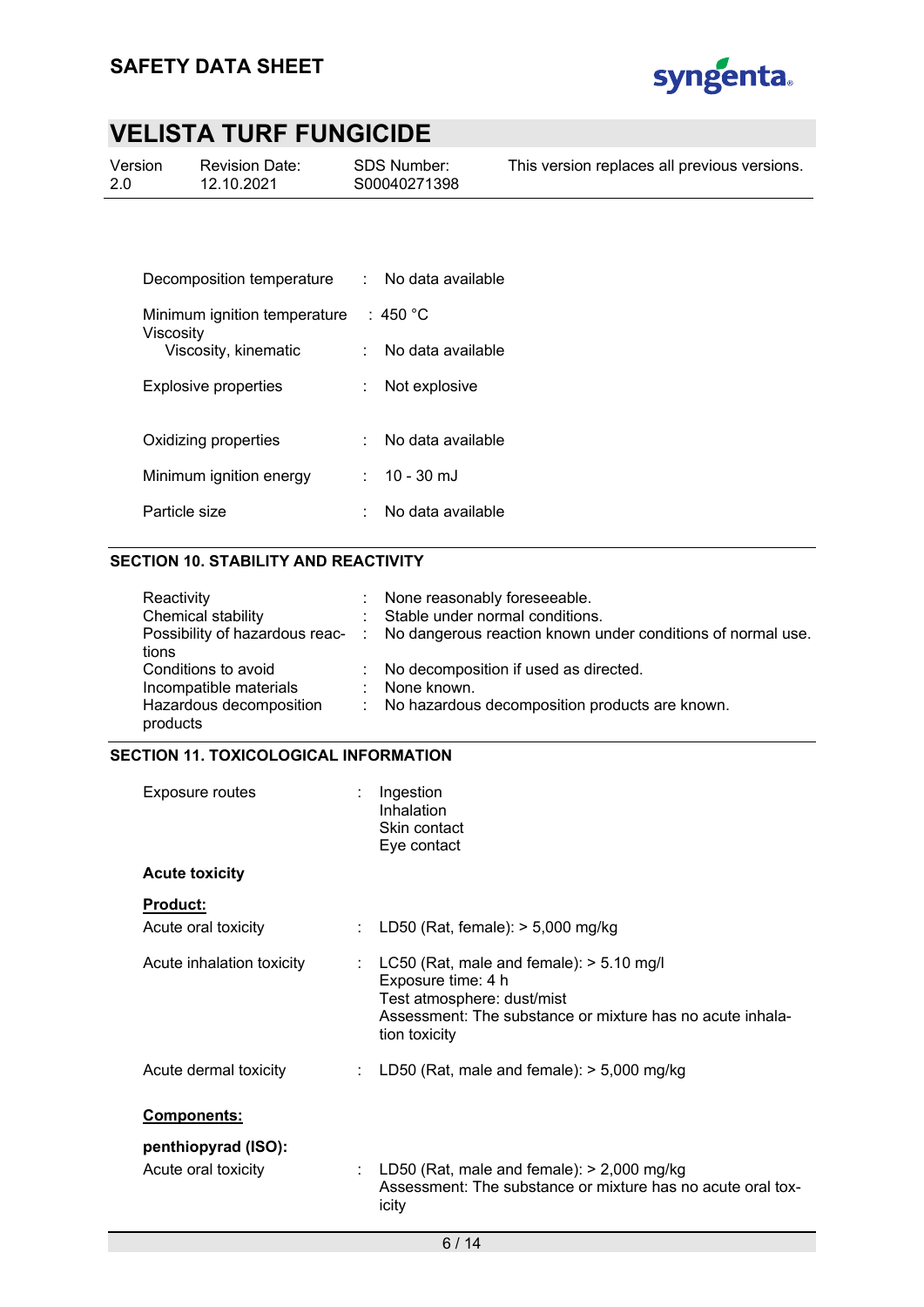| | | |
|---|---|---|
| Decomposition temperature | : | No data available |
| Minimum ignition temperature | : | 450 °C |
| Viscosity | | |
| Viscosity, kinematic | : | No data available |
| Explosive properties | : | Not explosive |
| Oxidizing properties | : | No data available |
| Minimum ignition energy | : | 10 - 30 mJ |
| Particle size | : | No data available |

## SECTION 10. STABILITY AND REACTIVITY

| | | |
|---|---|---|
| Reactivity | : | None reasonably foreseeable. |
| Chemical stability | : | Stable under normal conditions. |
| Possibility of hazardous reactions | : | No dangerous reaction known under conditions of normal use. |
| Conditions to avoid | : | No decomposition if used as directed. |
| Incompatible materials | : | None known. |
| Hazardous decomposition products | : | No hazardous decomposition products are known. |

## SECTION 11. TOXICOLOGICAL INFORMATION

Exposure routes : Ingestion
Inhalation
Skin contact
Eye contact

**Acute toxicity**

**Product:**

| | | |
|---|---|---|
| Acute oral toxicity | : | LD50 (Rat, female): > 5,000 mg/kg |
| Acute inhalation toxicity | : | LC50 (Rat, male and female): > 5.10 mg/l<br>Exposure time: 4 h<br>Test atmosphere: dust/mist<br>Assessment: The substance or mixture has no acute inhalation toxicity |
| Acute dermal toxicity | : | LD50 (Rat, male and female): > 5,000 mg/kg |

**Components:**

**penthiopyrad (ISO):**

| | | |
|---|---|---|
| Acute oral toxicity | : | LD50 (Rat, male and female): > 2,000 mg/kg<br>Assessment: The substance or mixture has no acute oral toxicity |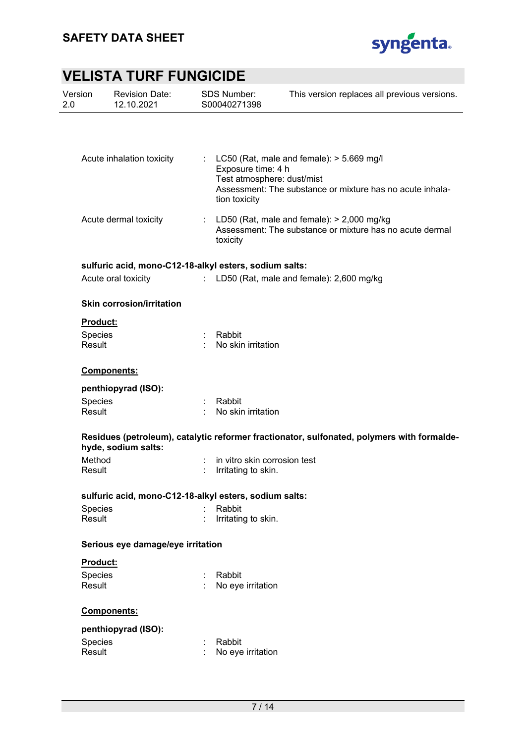Acute inhalation toxicity : LC50 (Rat, male and female): > 5.669 mg/l
Exposure time: 4 h
Test atmosphere: dust/mist
Assessment: The substance or mixture has no acute inhalation toxicity

Acute dermal toxicity : LD50 (Rat, male and female): > 2,000 mg/kg
Assessment: The substance or mixture has no acute dermal toxicity

**sulfuric acid, mono-C12-18-alkyl esters, sodium salts:**

Acute oral toxicity : LD50 (Rat, male and female): 2,600 mg/kg

**Skin corrosion/irritation**

**Product:**

Species : Rabbit
Result : No skin irritation

**Components:**

**penthiopyrad (ISO):**

Species : Rabbit
Result : No skin irritation

**Residues (petroleum), catalytic reformer fractionator, sulfonated, polymers with formaldehyde, sodium salts:**

Method : in vitro skin corrosion test
Result : Irritating to skin.

**sulfuric acid, mono-C12-18-alkyl esters, sodium salts:**

Species : Rabbit
Result : Irritating to skin.

**Serious eye damage/eye irritation**

**Product:**

Species : Rabbit
Result : No eye irritation

**Components:**

**penthiopyrad (ISO):**

Species : Rabbit
Result : No eye irritation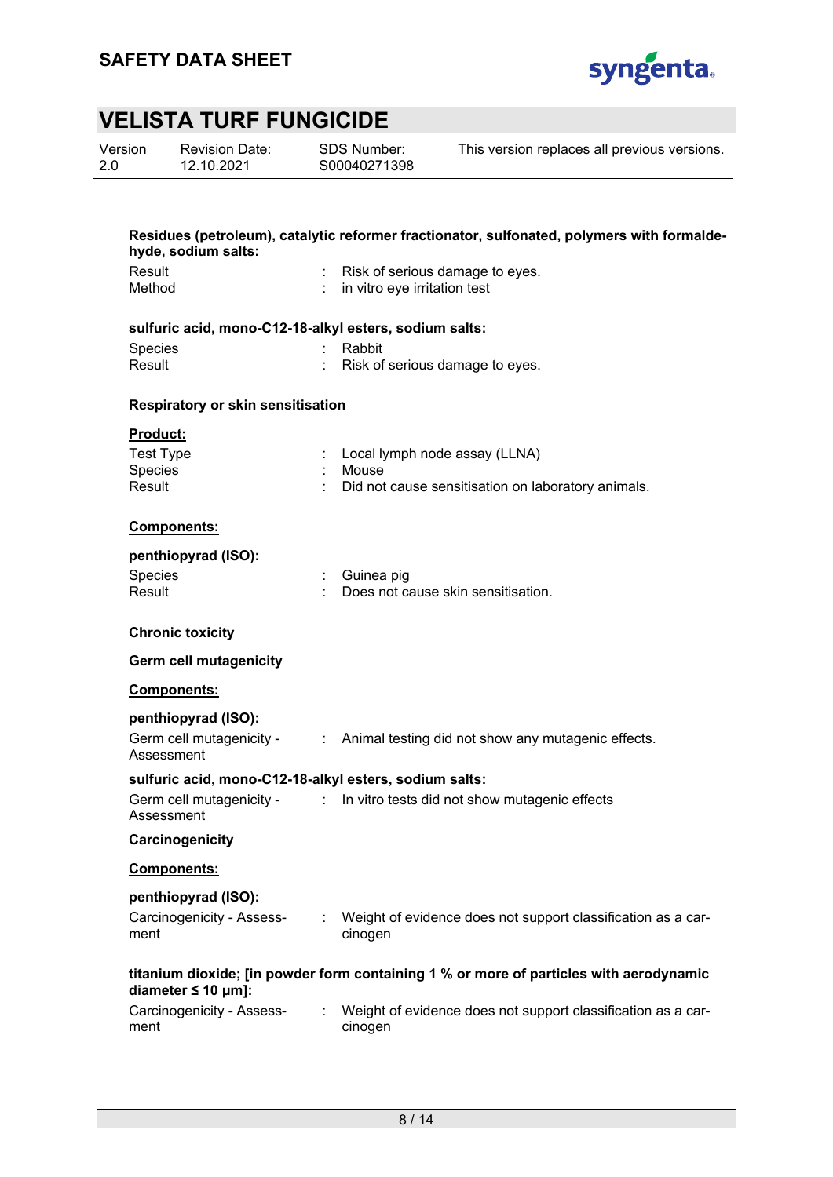**Residues (petroleum), catalytic reformer fractionator, sulfonated, polymers with formaldehyde, sodium salts:**

| | | |
|---|---|---|
| Result | : | Risk of serious damage to eyes. |
| Method | : | in vitro eye irritation test |

**sulfuric acid, mono-C12-18-alkyl esters, sodium salts:**

| | | |
|---|---|---|
| Species | : | Rabbit |
| Result | : | Risk of serious damage to eyes. |

**Respiratory or skin sensitisation**

**Product:**

| | | |
|---|---|---|
| Test Type | : | Local lymph node assay (LLNA) |
| Species | : | Mouse |
| Result | : | Did not cause sensitisation on laboratory animals. |

**Components:**

**penthiopyrad (ISO):**

| | | |
|---|---|---|
| Species | : | Guinea pig |
| Result | : | Does not cause skin sensitisation. |

**Chronic toxicity**

**Germ cell mutagenicity**

**Components:**

**penthiopyrad (ISO):**

| | | |
|---|---|---|
| Germ cell mutagenicity - Assessment | : | Animal testing did not show any mutagenic effects. |

**sulfuric acid, mono-C12-18-alkyl esters, sodium salts:**

| | | |
|---|---|---|
| Germ cell mutagenicity - Assessment | : | In vitro tests did not show mutagenic effects |

**Carcinogenicity**

**Components:**

**penthiopyrad (ISO):**

| | | |
|---|---|---|
| Carcinogenicity - Assessment | : | Weight of evidence does not support classification as a carcinogen |

**titanium dioxide; [in powder form containing 1 % or more of particles with aerodynamic diameter ≤ 10 μm]:**

| | | |
|---|---|---|
| Carcinogenicity - Assessment | : | Weight of evidence does not support classification as a carcinogen |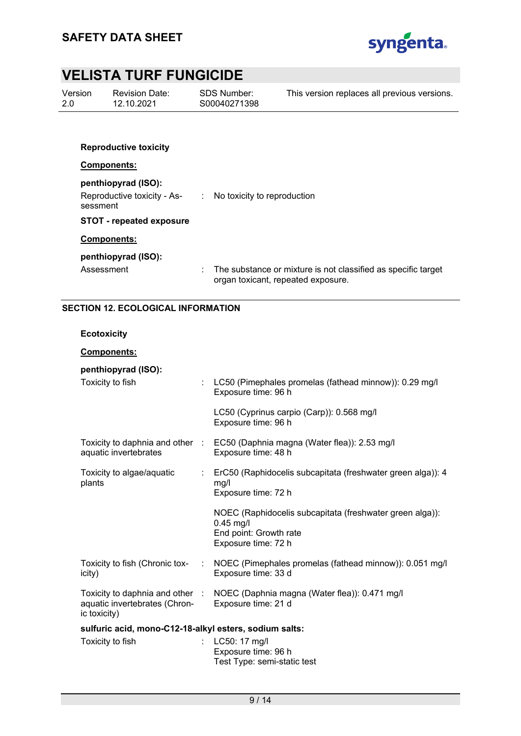**Reproductive toxicity**

**Components:**

**penthiopyrad (ISO):**

| | | |
|---|---|---|
| Reproductive toxicity - Assessment | : | No toxicity to reproduction |

**STOT - repeated exposure**

**Components:**

**penthiopyrad (ISO):**

| | | |
|---|---|---|
| Assessment | : | The substance or mixture is not classified as specific target organ toxicant, repeated exposure. |

## SECTION 12. ECOLOGICAL INFORMATION

**Ecotoxicity**

**Components:**

**penthiopyrad (ISO):**

| | | |
|---|---|---|
| Toxicity to fish | : | LC50 (Pimephales promelas (fathead minnow)): 0.29 mg/l<br>Exposure time: 96 h<br><br>LC50 (Cyprinus carpio (Carp)): 0.568 mg/l<br>Exposure time: 96 h |
| Toxicity to daphnia and other aquatic invertebrates | : | EC50 (Daphnia magna (Water flea)): 2.53 mg/l<br>Exposure time: 48 h |
| Toxicity to algae/aquatic plants | : | ErC50 (Raphidocelis subcapitata (freshwater green alga)): 4 mg/l<br>Exposure time: 72 h<br><br>NOEC (Raphidocelis subcapitata (freshwater green alga)): 0.45 mg/l<br>End point: Growth rate<br>Exposure time: 72 h |
| Toxicity to fish (Chronic toxicity) | : | NOEC (Pimephales promelas (fathead minnow)): 0.051 mg/l<br>Exposure time: 33 d |
| Toxicity to daphnia and other aquatic invertebrates (Chronic toxicity) | : | NOEC (Daphnia magna (Water flea)): 0.471 mg/l<br>Exposure time: 21 d |

**sulfuric acid, mono-C12-18-alkyl esters, sodium salts:**

| | | |
|---|---|---|
| Toxicity to fish | : | LC50: 17 mg/l<br>Exposure time: 96 h<br>Test Type: semi-static test |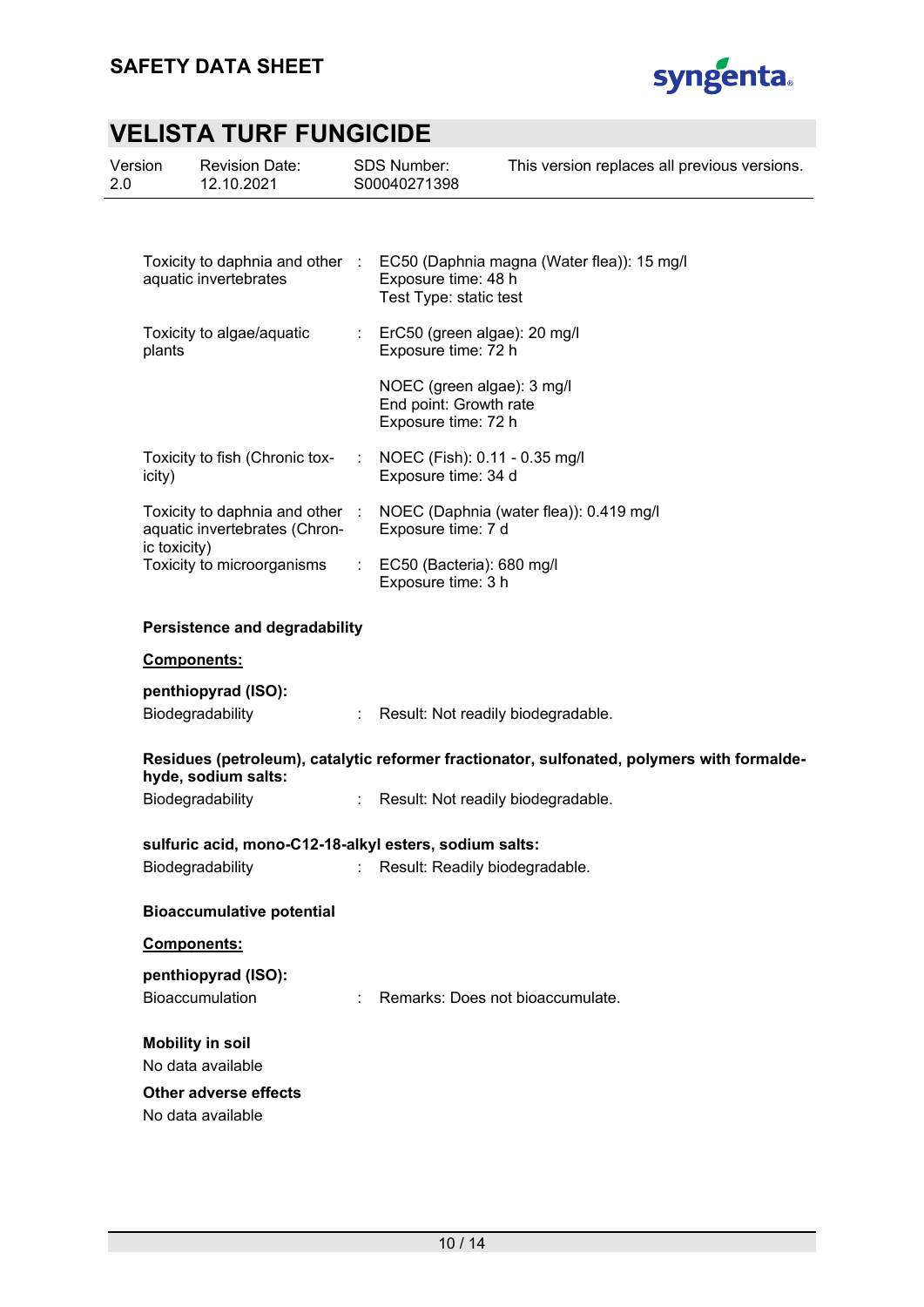| | | |
|---|---|---|
| Toxicity to daphnia and other aquatic invertebrates | : | EC50 (Daphnia magna (Water flea)): 15 mg/l<br>Exposure time: 48 h<br>Test Type: static test |
| Toxicity to algae/aquatic plants | : | ErC50 (green algae): 20 mg/l<br>Exposure time: 72 h |
| | | NOEC (green algae): 3 mg/l<br>End point: Growth rate<br>Exposure time: 72 h |
| Toxicity to fish (Chronic toxicity) | : | NOEC (Fish): 0.11 - 0.35 mg/l<br>Exposure time: 34 d |
| Toxicity to daphnia and other aquatic invertebrates (Chronic toxicity) | : | NOEC (Daphnia (water flea)): 0.419 mg/l<br>Exposure time: 7 d |
| Toxicity to microorganisms | : | EC50 (Bacteria): 680 mg/l<br>Exposure time: 3 h |

**Persistence and degradability**

**Components:**

**penthiopyrad (ISO):**

Biodegradability : Result: Not readily biodegradable.

**Residues (petroleum), catalytic reformer fractionator, sulfonated, polymers with formaldehyde, sodium salts:**

Biodegradability : Result: Not readily biodegradable.

**sulfuric acid, mono-C12-18-alkyl esters, sodium salts:**

Biodegradability : Result: Readily biodegradable.

**Bioaccumulative potential**

**Components:**

**penthiopyrad (ISO):**

Bioaccumulation : Remarks: Does not bioaccumulate.

**Mobility in soil**

No data available

**Other adverse effects**

No data available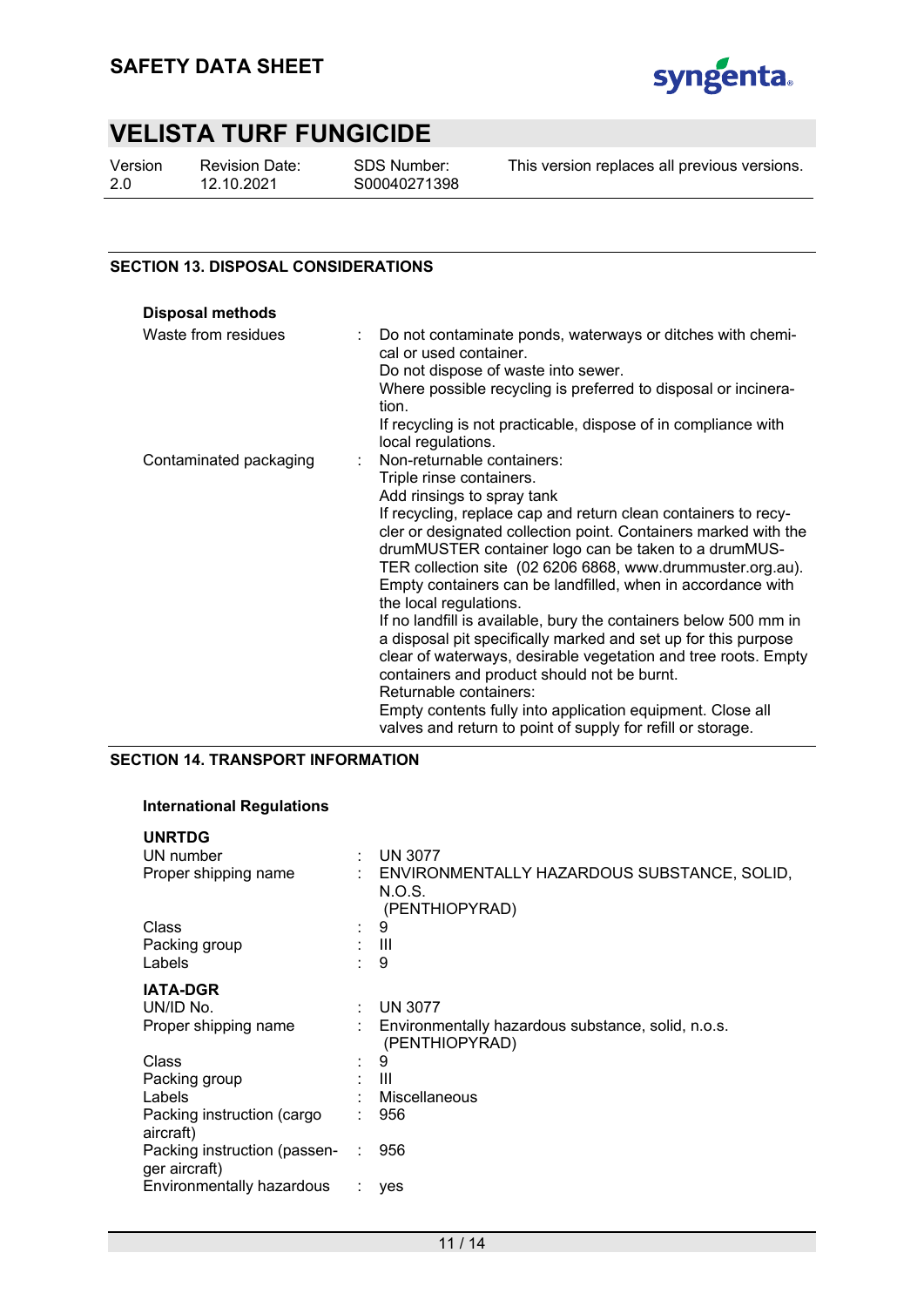## SECTION 13. DISPOSAL CONSIDERATIONS

**Disposal methods**

| | |
|---|---|
| Waste from residues | Do not contaminate ponds, waterways or ditches with chemical or used container.<br>Do not dispose of waste into sewer.<br>Where possible recycling is preferred to disposal or incineration.<br>If recycling is not practicable, dispose of in compliance with local regulations. |
| Contaminated packaging | Non-returnable containers:<br>Triple rinse containers.<br>Add rinsings to spray tank<br>If recycling, replace cap and return clean containers to recycler or designated collection point. Containers marked with the drumMUSTER container logo can be taken to a drumMUSTER collection site (02 6206 6868, www.drummuster.org.au).<br>Empty containers can be landfilled, when in accordance with the local regulations.<br>If no landfill is available, bury the containers below 500 mm in a disposal pit specifically marked and set up for this purpose clear of waterways, desirable vegetation and tree roots. Empty containers and product should not be burnt.<br>Returnable containers:<br>Empty contents fully into application equipment. Close all valves and return to point of supply for refill or storage. |

## SECTION 14. TRANSPORT INFORMATION

**International Regulations**

**UNRTDG**

| | |
|---|---|
| UN number | UN 3077 |
| Proper shipping name | ENVIRONMENTALLY HAZARDOUS SUBSTANCE, SOLID, N.O.S. (PENTHIOPYRAD) |
| Class | 9 |
| Packing group | III |
| Labels | 9 |

**IATA-DGR**

| | |
|---|---|
| UN/ID No. | UN 3077 |
| Proper shipping name | Environmentally hazardous substance, solid, n.o.s. (PENTHIOPYRAD) |
| Class | 9 |
| Packing group | III |
| Labels | Miscellaneous |
| Packing instruction (cargo aircraft) | 956 |
| Packing instruction (passenger aircraft) | 956 |
| Environmentally hazardous | yes |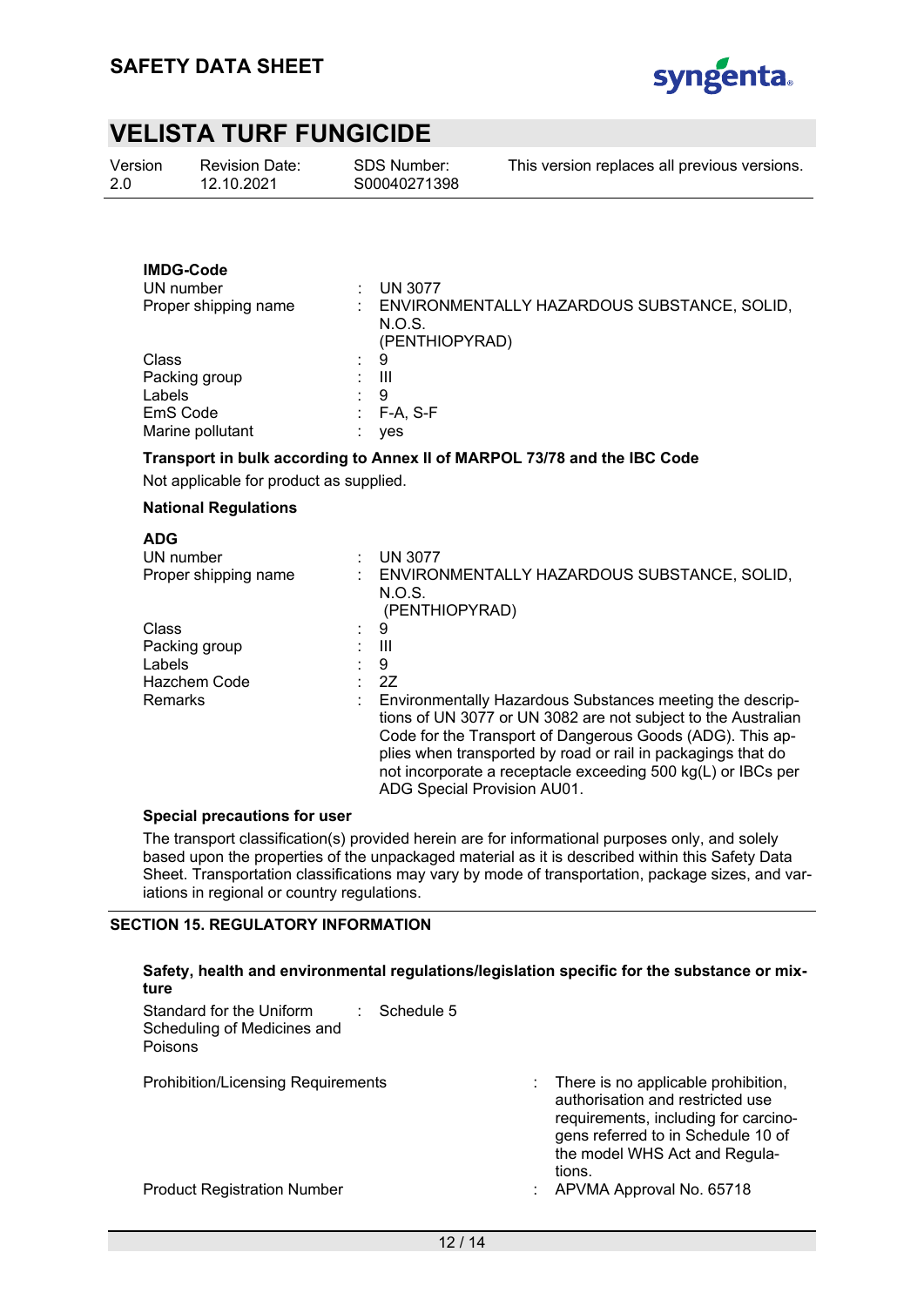**IMDG-Code**

| | | |
|---|---|---|
| UN number | : | UN 3077 |
| Proper shipping name | : | ENVIRONMENTALLY HAZARDOUS SUBSTANCE, SOLID, N.O.S. (PENTHIOPYRAD) |
| Class | : | 9 |
| Packing group | : | III |
| Labels | : | 9 |
| EmS Code | : | F-A, S-F |
| Marine pollutant | : | yes |

**Transport in bulk according to Annex II of MARPOL 73/78 and the IBC Code**

Not applicable for product as supplied.

**National Regulations**

**ADG**

| | | |
|---|---|---|
| UN number | : | UN 3077 |
| Proper shipping name | : | ENVIRONMENTALLY HAZARDOUS SUBSTANCE, SOLID, N.O.S. (PENTHIOPYRAD) |
| Class | : | 9 |
| Packing group | : | III |
| Labels | : | 9 |
| Hazchem Code | : | 2Z |
| Remarks | : | Environmentally Hazardous Substances meeting the descriptions of UN 3077 or UN 3082 are not subject to the Australian Code for the Transport of Dangerous Goods (ADG). This applies when transported by road or rail in packagings that do not incorporate a receptacle exceeding 500 kg(L) or IBCs per ADG Special Provision AU01. |

**Special precautions for user**

The transport classification(s) provided herein are for informational purposes only, and solely based upon the properties of the unpackaged material as it is described within this Safety Data Sheet. Transportation classifications may vary by mode of transportation, package sizes, and variations in regional or country regulations.

## SECTION 15. REGULATORY INFORMATION

**Safety, health and environmental regulations/legislation specific for the substance or mixture**

| | | |
|---|---|---|
| Standard for the Uniform Scheduling of Medicines and Poisons | : | Schedule 5 |
| Prohibition/Licensing Requirements | : | There is no applicable prohibition, authorisation and restricted use requirements, including for carcinogens referred to in Schedule 10 of the model WHS Act and Regulations. |
| Product Registration Number | : | APVMA Approval No. 65718 |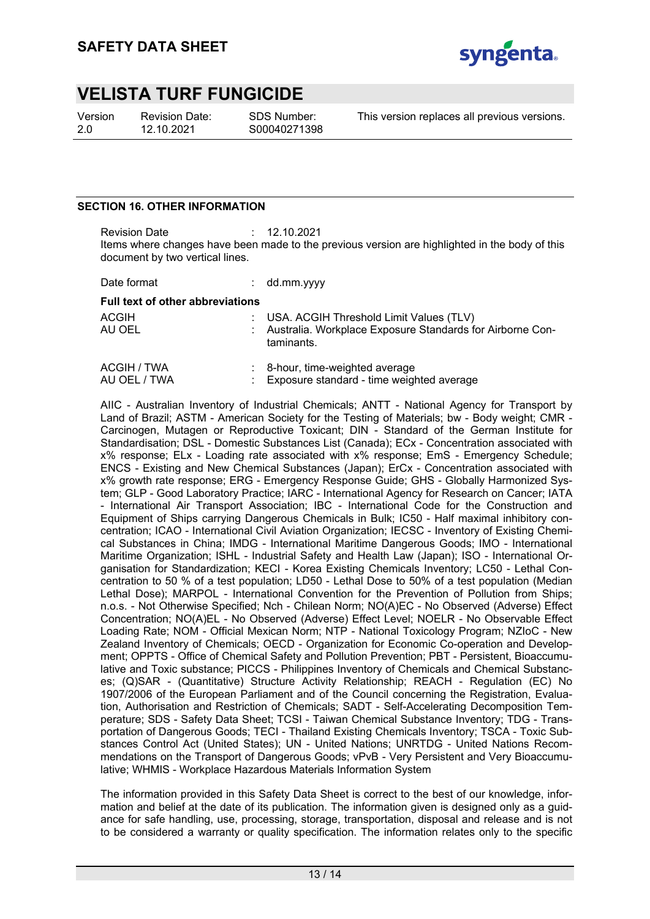## SECTION 16. OTHER INFORMATION

Revision Date : 12.10.2021

Items where changes have been made to the previous version are highlighted in the body of this document by two vertical lines.

Date format : dd.mm.yyyy

**Full text of other abbreviations**

| | |
|---|---|
| ACGIH | : USA. ACGIH Threshold Limit Values (TLV) |
| AU OEL | : Australia. Workplace Exposure Standards for Airborne Contaminants. |
| ACGIH / TWA | : 8-hour, time-weighted average |
| AU OEL / TWA | : Exposure standard - time weighted average |

AIIC - Australian Inventory of Industrial Chemicals; ANTT - National Agency for Transport by Land of Brazil; ASTM - American Society for the Testing of Materials; bw - Body weight; CMR - Carcinogen, Mutagen or Reproductive Toxicant; DIN - Standard of the German Institute for Standardisation; DSL - Domestic Substances List (Canada); ECx - Concentration associated with x% response; ELx - Loading rate associated with x% response; EmS - Emergency Schedule; ENCS - Existing and New Chemical Substances (Japan); ErCx - Concentration associated with x% growth rate response; ERG - Emergency Response Guide; GHS - Globally Harmonized System; GLP - Good Laboratory Practice; IARC - International Agency for Research on Cancer; IATA - International Air Transport Association; IBC - International Code for the Construction and Equipment of Ships carrying Dangerous Chemicals in Bulk; IC50 - Half maximal inhibitory concentration; ICAO - International Civil Aviation Organization; IECSC - Inventory of Existing Chemical Substances in China; IMDG - International Maritime Dangerous Goods; IMO - International Maritime Organization; ISHL - Industrial Safety and Health Law (Japan); ISO - International Organisation for Standardization; KECI - Korea Existing Chemicals Inventory; LC50 - Lethal Concentration to 50 % of a test population; LD50 - Lethal Dose to 50% of a test population (Median Lethal Dose); MARPOL - International Convention for the Prevention of Pollution from Ships; n.o.s. - Not Otherwise Specified; Nch - Chilean Norm; NO(A)EC - No Observed (Adverse) Effect Concentration; NO(A)EL - No Observed (Adverse) Effect Level; NOELR - No Observable Effect Loading Rate; NOM - Official Mexican Norm; NTP - National Toxicology Program; NZIoC - New Zealand Inventory of Chemicals; OECD - Organization for Economic Co-operation and Development; OPPTS - Office of Chemical Safety and Pollution Prevention; PBT - Persistent, Bioaccumulative and Toxic substance; PICCS - Philippines Inventory of Chemicals and Chemical Substances; (Q)SAR - (Quantitative) Structure Activity Relationship; REACH - Regulation (EC) No 1907/2006 of the European Parliament and of the Council concerning the Registration, Evaluation, Authorisation and Restriction of Chemicals; SADT - Self-Accelerating Decomposition Temperature; SDS - Safety Data Sheet; TCSI - Taiwan Chemical Substance Inventory; TDG - Transportation of Dangerous Goods; TECI - Thailand Existing Chemicals Inventory; TSCA - Toxic Substances Control Act (United States); UN - United Nations; UNRTDG - United Nations Recommendations on the Transport of Dangerous Goods; vPvB - Very Persistent and Very Bioaccumulative; WHMIS - Workplace Hazardous Materials Information System

The information provided in this Safety Data Sheet is correct to the best of our knowledge, information and belief at the date of its publication. The information given is designed only as a guidance for safe handling, use, processing, storage, transportation, disposal and release and is not to be considered a warranty or quality specification. The information relates only to the specific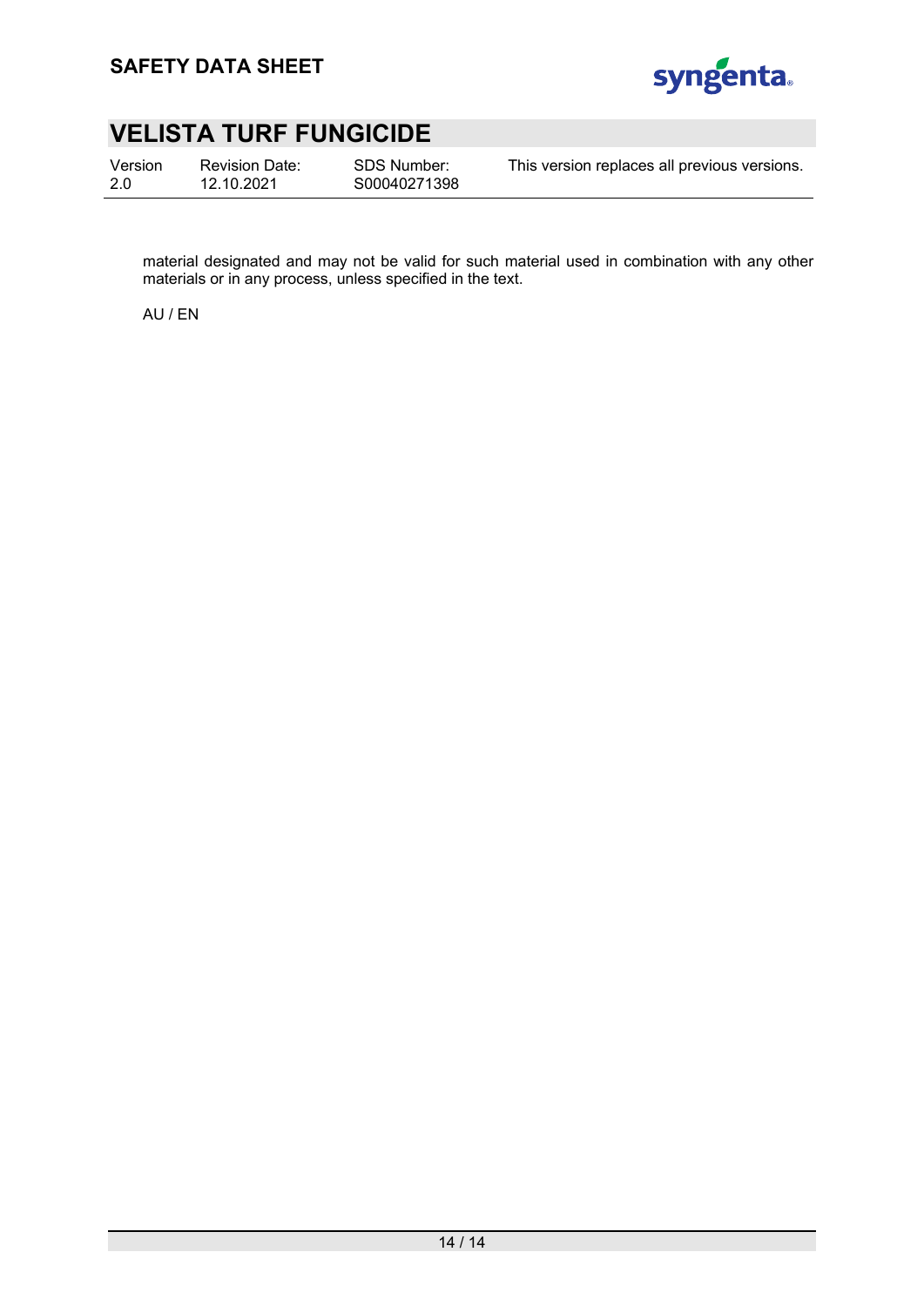material designated and may not be valid for such material used in combination with any other materials or in any process, unless specified in the text.

AU / EN